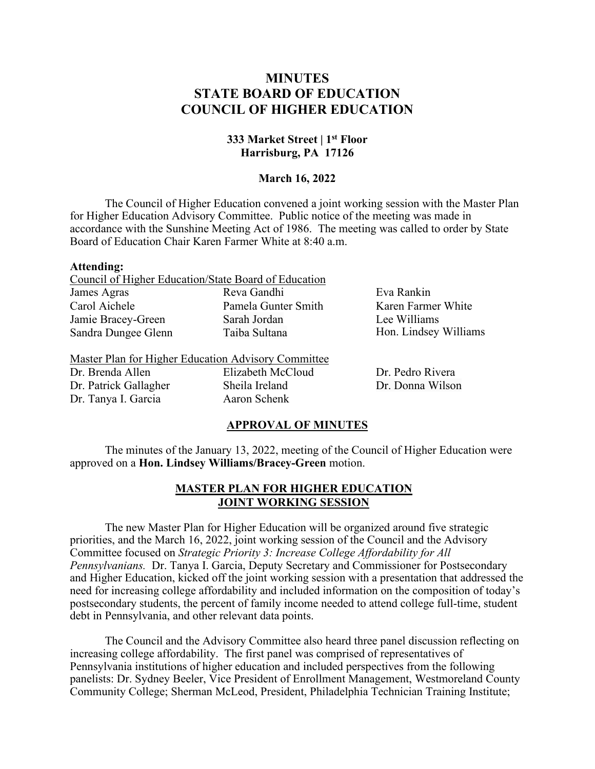# MINUTES
# STATE BOARD OF EDUCATION
# COUNCIL OF HIGHER EDUCATION

**333 Market Street | 1st Floor**
**Harrisburg, PA 17126**

**March 16, 2022**

The Council of Higher Education convened a joint working session with the Master Plan for Higher Education Advisory Committee. Public notice of the meeting was made in accordance with the Sunshine Meeting Act of 1986. The meeting was called to order by State Board of Education Chair Karen Farmer White at 8:40 a.m.

**Attending:**

Council of Higher Education/State Board of Education

James Agras
Carol Aichele
Jamie Bracey-Green
Sandra Dungee Glenn
Reva Gandhi
Pamela Gunter Smith
Sarah Jordan
Taiba Sultana
Eva Rankin
Karen Farmer White
Lee Williams
Hon. Lindsey Williams

Master Plan for Higher Education Advisory Committee

Dr. Brenda Allen
Dr. Patrick Gallagher
Dr. Tanya I. Garcia
Elizabeth McCloud
Sheila Ireland
Aaron Schenk
Dr. Pedro Rivera
Dr. Donna Wilson

## APPROVAL OF MINUTES

The minutes of the January 13, 2022, meeting of the Council of Higher Education were approved on a **Hon. Lindsey Williams/Bracey-Green** motion.

## MASTER PLAN FOR HIGHER EDUCATION JOINT WORKING SESSION

The new Master Plan for Higher Education will be organized around five strategic priorities, and the March 16, 2022, joint working session of the Council and the Advisory Committee focused on *Strategic Priority 3: Increase College Affordability for All Pennsylvanians.* Dr. Tanya I. Garcia, Deputy Secretary and Commissioner for Postsecondary and Higher Education, kicked off the joint working session with a presentation that addressed the need for increasing college affordability and included information on the composition of today's postsecondary students, the percent of family income needed to attend college full-time, student debt in Pennsylvania, and other relevant data points.

The Council and the Advisory Committee also heard three panel discussion reflecting on increasing college affordability. The first panel was comprised of representatives of Pennsylvania institutions of higher education and included perspectives from the following panelists: Dr. Sydney Beeler, Vice President of Enrollment Management, Westmoreland County Community College; Sherman McLeod, President, Philadelphia Technician Training Institute;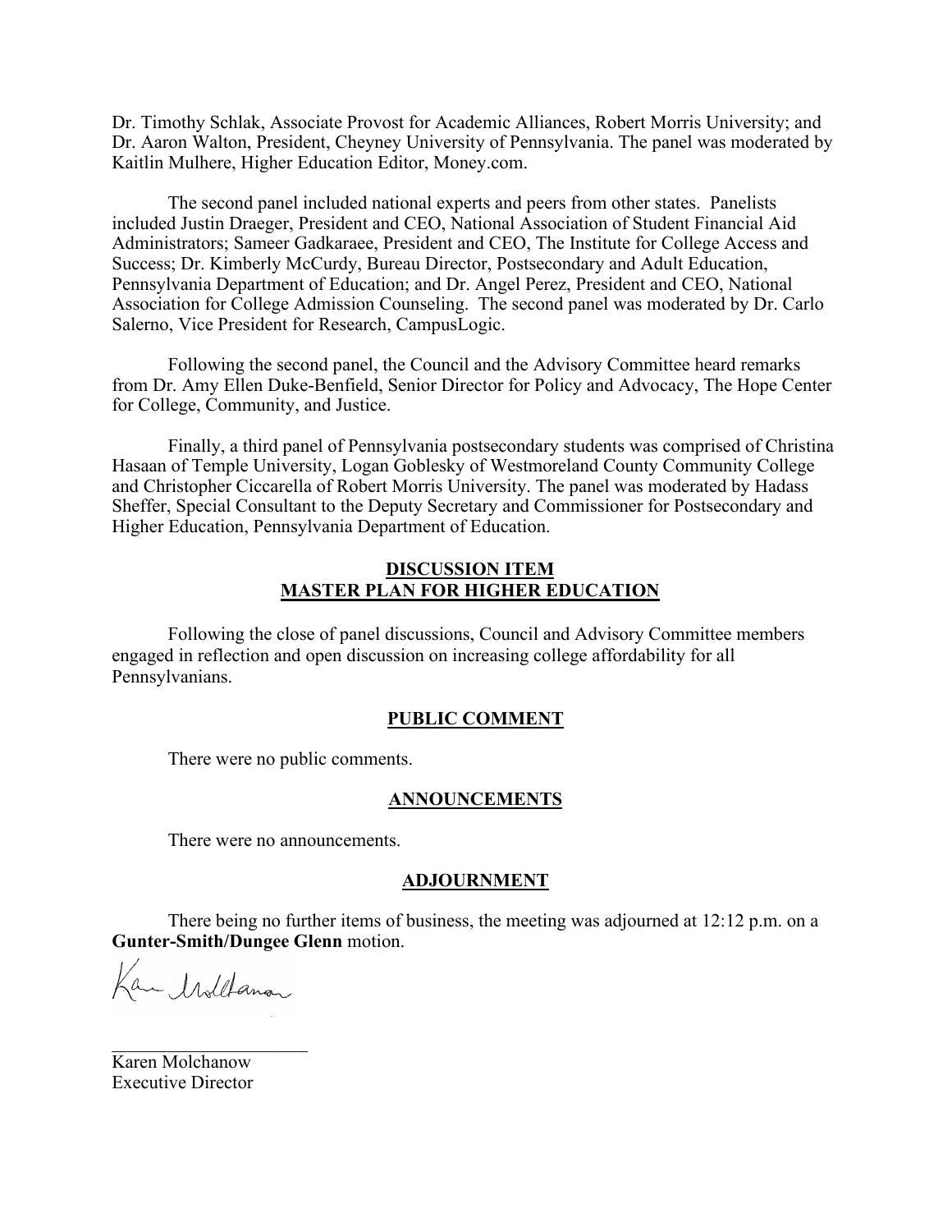Dr. Timothy Schlak, Associate Provost for Academic Alliances, Robert Morris University; and Dr. Aaron Walton, President, Cheyney University of Pennsylvania. The panel was moderated by Kaitlin Mulhere, Higher Education Editor, Money.com.

The second panel included national experts and peers from other states. Panelists included Justin Draeger, President and CEO, National Association of Student Financial Aid Administrators; Sameer Gadkaraee, President and CEO, The Institute for College Access and Success; Dr. Kimberly McCurdy, Bureau Director, Postsecondary and Adult Education, Pennsylvania Department of Education; and Dr. Angel Perez, President and CEO, National Association for College Admission Counseling. The second panel was moderated by Dr. Carlo Salerno, Vice President for Research, CampusLogic.

Following the second panel, the Council and the Advisory Committee heard remarks from Dr. Amy Ellen Duke-Benfield, Senior Director for Policy and Advocacy, The Hope Center for College, Community, and Justice.

Finally, a third panel of Pennsylvania postsecondary students was comprised of Christina Hasaan of Temple University, Logan Goblesky of Westmoreland County Community College and Christopher Ciccarella of Robert Morris University. The panel was moderated by Hadass Sheffer, Special Consultant to the Deputy Secretary and Commissioner for Postsecondary and Higher Education, Pennsylvania Department of Education.

## DISCUSSION ITEM
## MASTER PLAN FOR HIGHER EDUCATION

Following the close of panel discussions, Council and Advisory Committee members engaged in reflection and open discussion on increasing college affordability for all Pennsylvanians.

## PUBLIC COMMENT

There were no public comments.

## ANNOUNCEMENTS

There were no announcements.

## ADJOURNMENT

There being no further items of business, the meeting was adjourned at 12:12 p.m. on a **Gunter-Smith/Dungee Glenn** motion.

Karen Molchanow
Executive Director